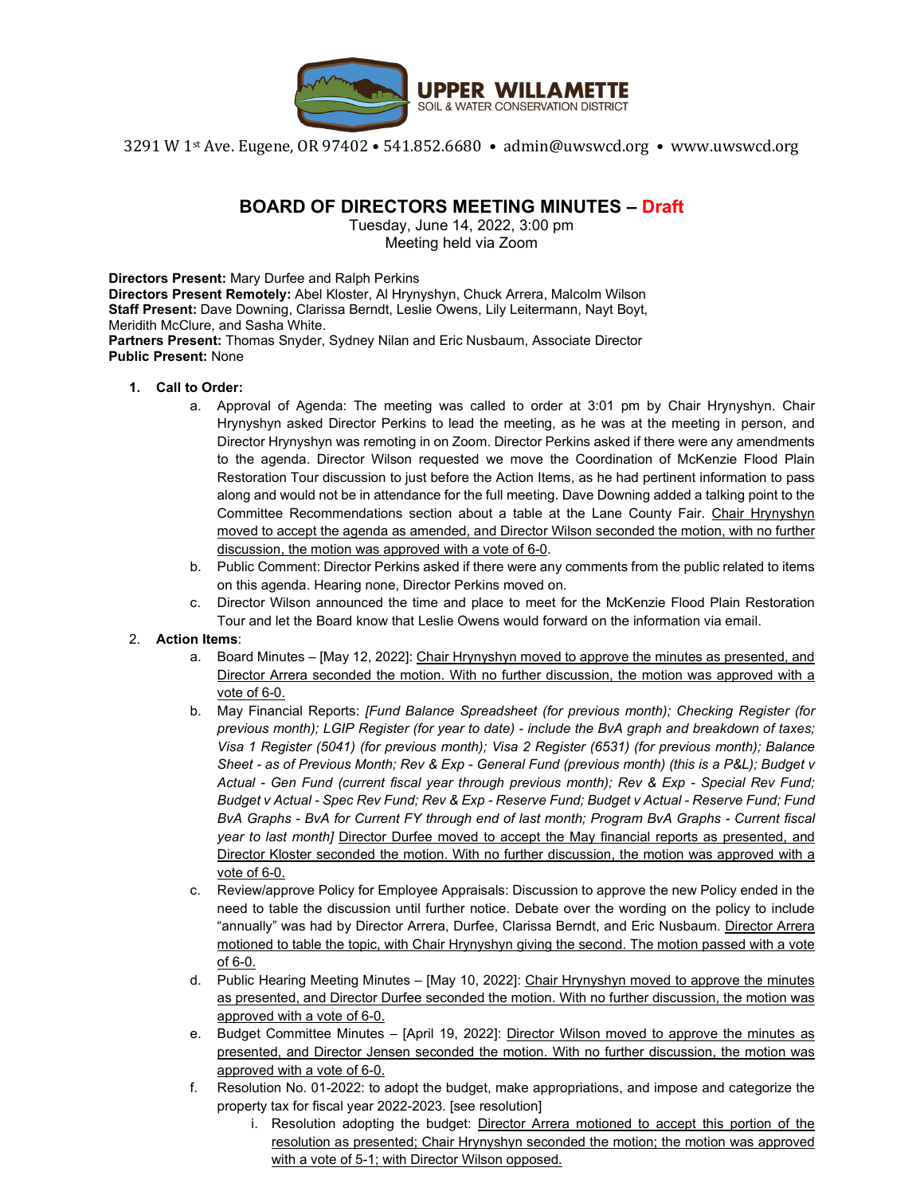UPPER WILLAMETTE
SOIL & WATER CONSERVATION DISTRICT

3291 W 1st Ave. Eugene, OR 97402 • 541.852.6680 • admin@uwswcd.org • www.uwswcd.org

## BOARD OF DIRECTORS MEETING MINUTES – Draft

Tuesday, June 14, 2022, 3:00 pm
Meeting held via Zoom

**Directors Present:** Mary Durfee and Ralph Perkins
**Directors Present Remotely:** Abel Kloster, Al Hrynyshyn, Chuck Arrera, Malcolm Wilson
**Staff Present:** Dave Downing, Clarissa Berndt, Leslie Owens, Lily Leitermann, Nayt Boyt, Meridith McClure, and Sasha White.
**Partners Present:** Thomas Snyder, Sydney Nilan and Eric Nusbaum, Associate Director
**Public Present:** None

1. **Call to Order:**
   a. Approval of Agenda: The meeting was called to order at 3:01 pm by Chair Hrynyshyn. Chair Hrynyshyn asked Director Perkins to lead the meeting, as he was at the meeting in person, and Director Hrynyshyn was remoting in on Zoom. Director Perkins asked if there were any amendments to the agenda. Director Wilson requested we move the Coordination of McKenzie Flood Plain Restoration Tour discussion to just before the Action Items, as he had pertinent information to pass along and would not be in attendance for the full meeting. Dave Downing added a talking point to the Committee Recommendations section about a table at the Lane County Fair. <u>Chair Hrynyshyn moved to accept the agenda as amended, and Director Wilson seconded the motion, with no further discussion, the motion was approved with a vote of 6-0</u>.
   b. Public Comment: Director Perkins asked if there were any comments from the public related to items on this agenda. Hearing none, Director Perkins moved on.
   c. Director Wilson announced the time and place to meet for the McKenzie Flood Plain Restoration Tour and let the Board know that Leslie Owens would forward on the information via email.
2. **Action Items**:
   a. Board Minutes – [May 12, 2022]: <u>Chair Hrynyshyn moved to approve the minutes as presented, and Director Arrera seconded the motion. With no further discussion, the motion was approved with a vote of 6-0.</u>
   b. May Financial Reports: *[Fund Balance Spreadsheet (for previous month); Checking Register (for previous month); LGIP Register (for year to date) - include the BvA graph and breakdown of taxes; Visa 1 Register (5041) (for previous month); Visa 2 Register (6531) (for previous month); Balance Sheet - as of Previous Month; Rev & Exp - General Fund (previous month) (this is a P&L); Budget v Actual - Gen Fund (current fiscal year through previous month); Rev & Exp - Special Rev Fund; Budget v Actual - Spec Rev Fund; Rev & Exp - Reserve Fund; Budget v Actual - Reserve Fund; Fund BvA Graphs - BvA for Current FY through end of last month; Program BvA Graphs - Current fiscal year to last month]* <u>Director Durfee moved to accept the May financial reports as presented, and Director Kloster seconded the motion. With no further discussion, the motion was approved with a vote of 6-0.</u>
   c. Review/approve Policy for Employee Appraisals: Discussion to approve the new Policy ended in the need to table the discussion until further notice. Debate over the wording on the policy to include "annually" was had by Director Arrera, Durfee, Clarissa Berndt, and Eric Nusbaum. <u>Director Arrera motioned to table the topic, with Chair Hrynyshyn giving the second. The motion passed with a vote of 6-0.</u>
   d. Public Hearing Meeting Minutes – [May 10, 2022]: <u>Chair Hrynyshyn moved to approve the minutes as presented, and Director Durfee seconded the motion. With no further discussion, the motion was approved with a vote of 6-0.</u>
   e. Budget Committee Minutes – [April 19, 2022]: <u>Director Wilson moved to approve the minutes as presented, and Director Jensen seconded the motion. With no further discussion, the motion was approved with a vote of 6-0.</u>
   f. Resolution No. 01-2022: to adopt the budget, make appropriations, and impose and categorize the property tax for fiscal year 2022-2023. [see resolution]
      i. Resolution adopting the budget: <u>Director Arrera motioned to accept this portion of the resolution as presented; Chair Hrynyshyn seconded the motion; the motion was approved with a vote of 5-1; with Director Wilson opposed.</u>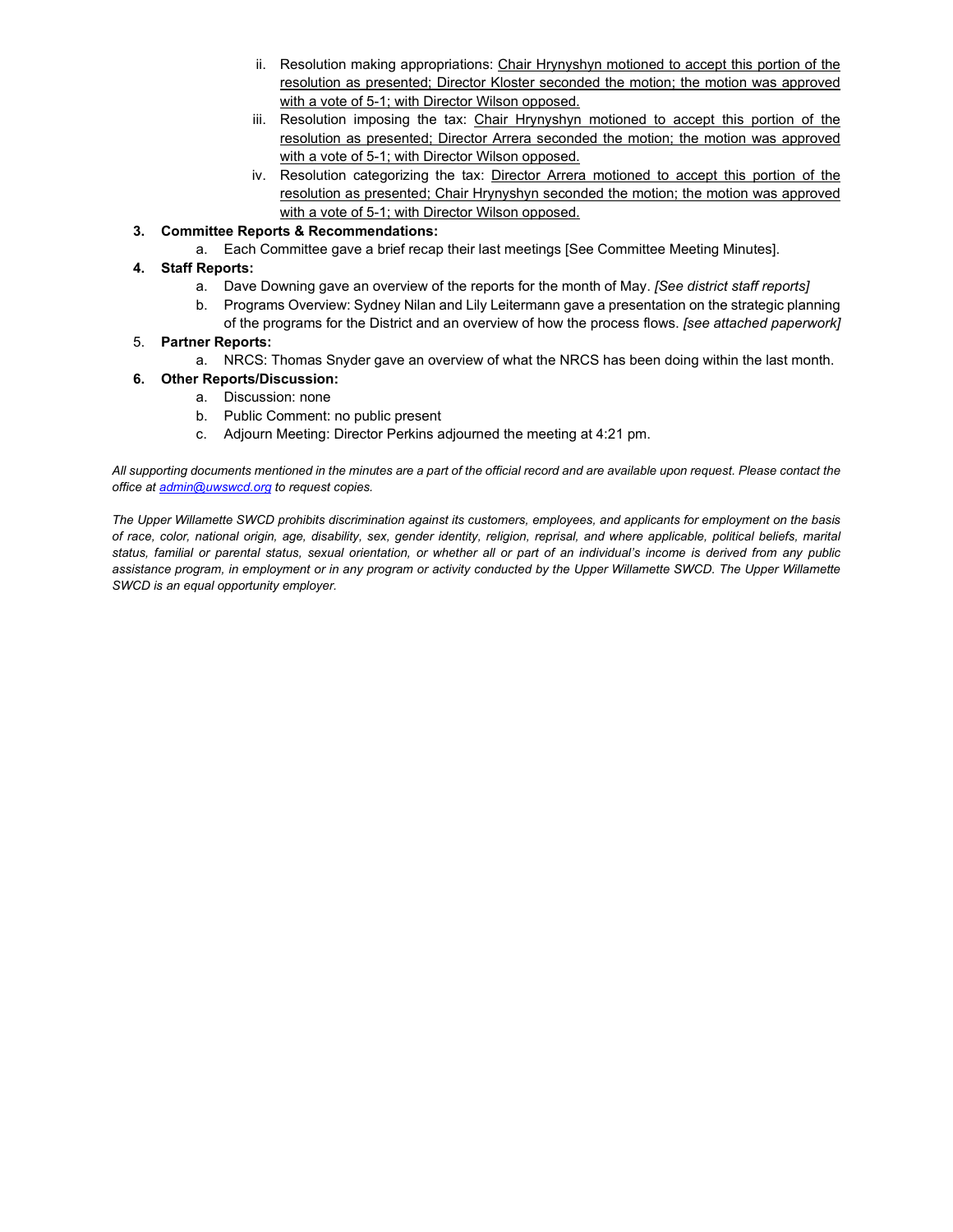ii. Resolution making appropriations: Chair Hrynyshyn motioned to accept this portion of the resolution as presented; Director Kloster seconded the motion; the motion was approved with a vote of 5-1; with Director Wilson opposed.
   iii. Resolution imposing the tax: Chair Hrynyshyn motioned to accept this portion of the resolution as presented; Director Arrera seconded the motion; the motion was approved with a vote of 5-1; with Director Wilson opposed.
   iv. Resolution categorizing the tax: Director Arrera motioned to accept this portion of the resolution as presented; Chair Hrynyshyn seconded the motion; the motion was approved with a vote of 5-1; with Director Wilson opposed.

3. **Committee Reports & Recommendations:**
   a. Each Committee gave a brief recap their last meetings [See Committee Meeting Minutes].
4. **Staff Reports:**
   a. Dave Downing gave an overview of the reports for the month of May. *[See district staff reports]*
   b. Programs Overview: Sydney Nilan and Lily Leitermann gave a presentation on the strategic planning of the programs for the District and an overview of how the process flows. *[see attached paperwork]*
5. **Partner Reports:**
   a. NRCS: Thomas Snyder gave an overview of what the NRCS has been doing within the last month.
6. **Other Reports/Discussion:**
   a. Discussion: none
   b. Public Comment: no public present
   c. Adjourn Meeting: Director Perkins adjourned the meeting at 4:21 pm.

*All supporting documents mentioned in the minutes are a part of the official record and are available upon request. Please contact the office at admin@uwswcd.org to request copies.*

*The Upper Willamette SWCD prohibits discrimination against its customers, employees, and applicants for employment on the basis of race, color, national origin, age, disability, sex, gender identity, religion, reprisal, and where applicable, political beliefs, marital status, familial or parental status, sexual orientation, or whether all or part of an individual's income is derived from any public assistance program, in employment or in any program or activity conducted by the Upper Willamette SWCD. The Upper Willamette SWCD is an equal opportunity employer.*